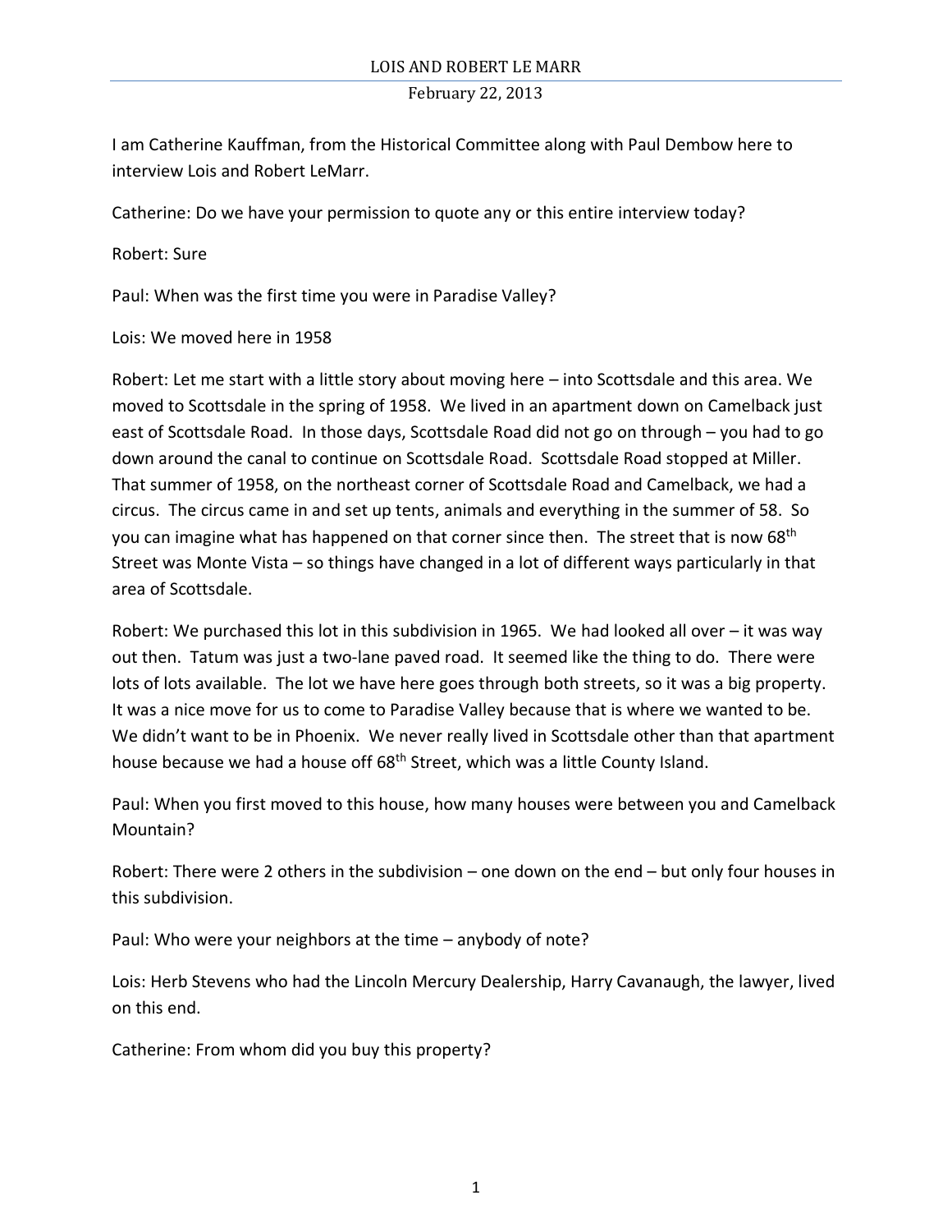I am Catherine Kauffman, from the Historical Committee along with Paul Dembow here to interview Lois and Robert LeMarr.

Catherine: Do we have your permission to quote any or this entire interview today?

Robert: Sure

Paul: When was the first time you were in Paradise Valley?

Lois: We moved here in 1958

Robert: Let me start with a little story about moving here – into Scottsdale and this area. We moved to Scottsdale in the spring of 1958. We lived in an apartment down on Camelback just east of Scottsdale Road. In those days, Scottsdale Road did not go on through – you had to go down around the canal to continue on Scottsdale Road. Scottsdale Road stopped at Miller. That summer of 1958, on the northeast corner of Scottsdale Road and Camelback, we had a circus. The circus came in and set up tents, animals and everything in the summer of 58. So you can imagine what has happened on that corner since then. The street that is now 68th Street was Monte Vista – so things have changed in a lot of different ways particularly in that area of Scottsdale.

Robert: We purchased this lot in this subdivision in 1965. We had looked all over – it was way out then. Tatum was just a two-lane paved road. It seemed like the thing to do. There were lots of lots available. The lot we have here goes through both streets, so it was a big property. It was a nice move for us to come to Paradise Valley because that is where we wanted to be. We didn't want to be in Phoenix. We never really lived in Scottsdale other than that apartment house because we had a house off 68th Street, which was a little County Island.

Paul: When you first moved to this house, how many houses were between you and Camelback Mountain?

Robert: There were 2 others in the subdivision – one down on the end – but only four houses in this subdivision.

Paul: Who were your neighbors at the time – anybody of note?

Lois: Herb Stevens who had the Lincoln Mercury Dealership, Harry Cavanaugh, the lawyer, lived on this end.

Catherine: From whom did you buy this property?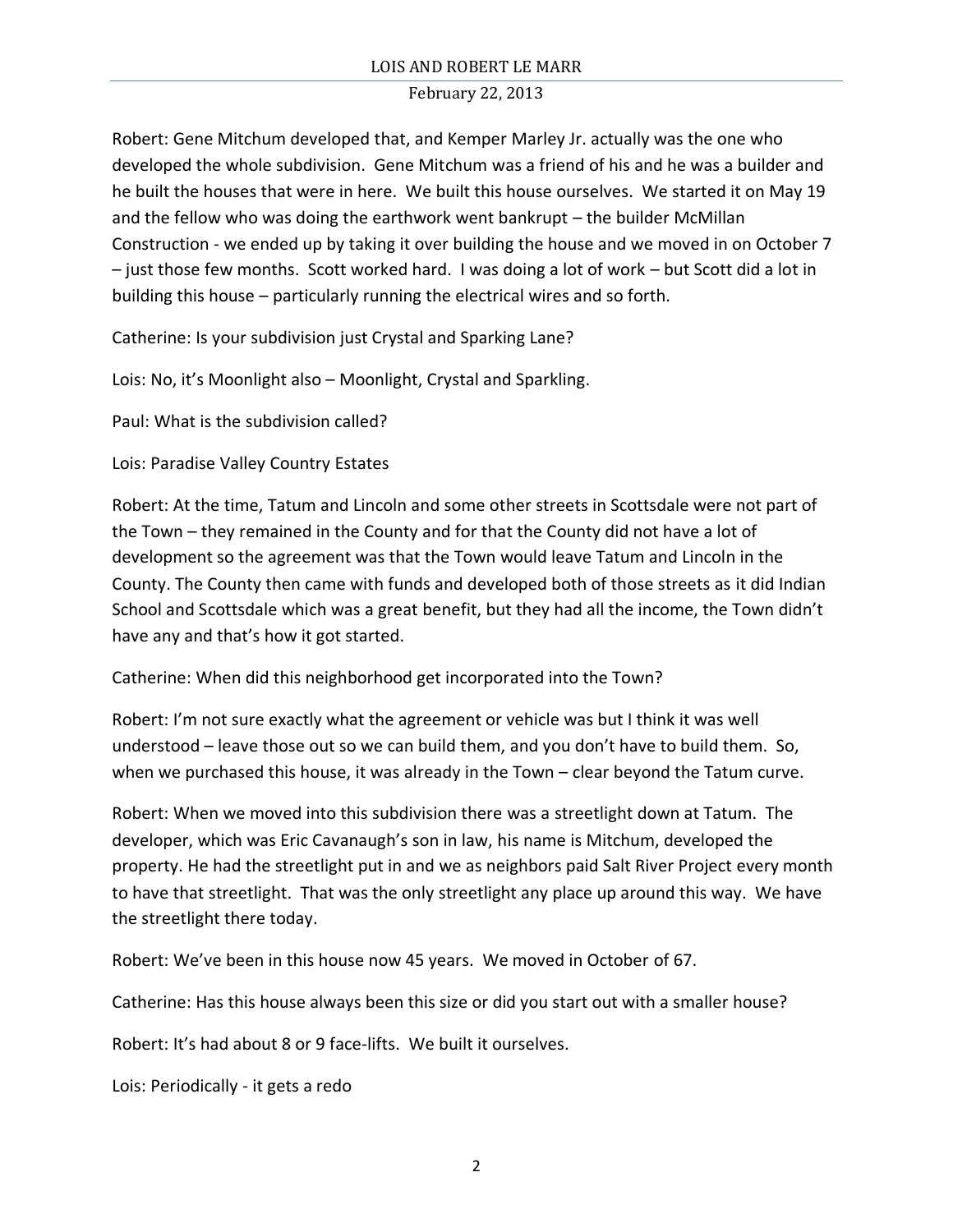Robert: Gene Mitchum developed that, and Kemper Marley Jr. actually was the one who developed the whole subdivision. Gene Mitchum was a friend of his and he was a builder and he built the houses that were in here. We built this house ourselves. We started it on May 19 and the fellow who was doing the earthwork went bankrupt – the builder McMillan Construction - we ended up by taking it over building the house and we moved in on October 7 – just those few months. Scott worked hard. I was doing a lot of work – but Scott did a lot in building this house – particularly running the electrical wires and so forth.

Catherine: Is your subdivision just Crystal and Sparking Lane?

Lois: No, it's Moonlight also – Moonlight, Crystal and Sparkling.

Paul: What is the subdivision called?

Lois: Paradise Valley Country Estates

Robert: At the time, Tatum and Lincoln and some other streets in Scottsdale were not part of the Town – they remained in the County and for that the County did not have a lot of development so the agreement was that the Town would leave Tatum and Lincoln in the County. The County then came with funds and developed both of those streets as it did Indian School and Scottsdale which was a great benefit, but they had all the income, the Town didn't have any and that's how it got started.

Catherine: When did this neighborhood get incorporated into the Town?

Robert: I'm not sure exactly what the agreement or vehicle was but I think it was well understood – leave those out so we can build them, and you don't have to build them. So, when we purchased this house, it was already in the Town – clear beyond the Tatum curve.

Robert: When we moved into this subdivision there was a streetlight down at Tatum. The developer, which was Eric Cavanaugh's son in law, his name is Mitchum, developed the property. He had the streetlight put in and we as neighbors paid Salt River Project every month to have that streetlight. That was the only streetlight any place up around this way. We have the streetlight there today.

Robert: We've been in this house now 45 years. We moved in October of 67.

Catherine: Has this house always been this size or did you start out with a smaller house?

Robert: It's had about 8 or 9 face-lifts. We built it ourselves.

Lois: Periodically - it gets a redo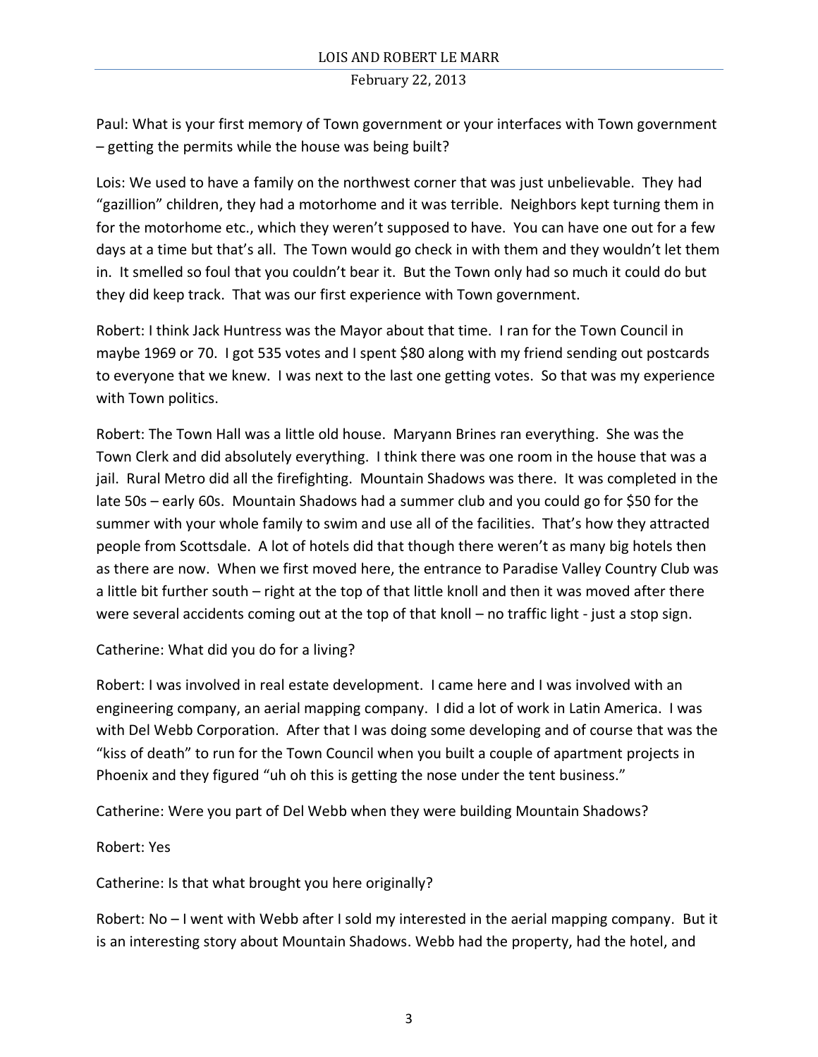Paul: What is your first memory of Town government or your interfaces with Town government – getting the permits while the house was being built?

Lois: We used to have a family on the northwest corner that was just unbelievable. They had "gazillion" children, they had a motorhome and it was terrible. Neighbors kept turning them in for the motorhome etc., which they weren't supposed to have. You can have one out for a few days at a time but that's all. The Town would go check in with them and they wouldn't let them in. It smelled so foul that you couldn't bear it. But the Town only had so much it could do but they did keep track. That was our first experience with Town government.

Robert: I think Jack Huntress was the Mayor about that time. I ran for the Town Council in maybe 1969 or 70. I got 535 votes and I spent $80 along with my friend sending out postcards to everyone that we knew. I was next to the last one getting votes. So that was my experience with Town politics.

Robert: The Town Hall was a little old house. Maryann Brines ran everything. She was the Town Clerk and did absolutely everything. I think there was one room in the house that was a jail. Rural Metro did all the firefighting. Mountain Shadows was there. It was completed in the late 50s – early 60s. Mountain Shadows had a summer club and you could go for $50 for the summer with your whole family to swim and use all of the facilities. That's how they attracted people from Scottsdale. A lot of hotels did that though there weren't as many big hotels then as there are now. When we first moved here, the entrance to Paradise Valley Country Club was a little bit further south – right at the top of that little knoll and then it was moved after there were several accidents coming out at the top of that knoll – no traffic light - just a stop sign.

Catherine: What did you do for a living?

Robert: I was involved in real estate development. I came here and I was involved with an engineering company, an aerial mapping company. I did a lot of work in Latin America. I was with Del Webb Corporation. After that I was doing some developing and of course that was the "kiss of death" to run for the Town Council when you built a couple of apartment projects in Phoenix and they figured "uh oh this is getting the nose under the tent business."

Catherine: Were you part of Del Webb when they were building Mountain Shadows?

Robert: Yes

Catherine: Is that what brought you here originally?

Robert: No – I went with Webb after I sold my interested in the aerial mapping company. But it is an interesting story about Mountain Shadows. Webb had the property, had the hotel, and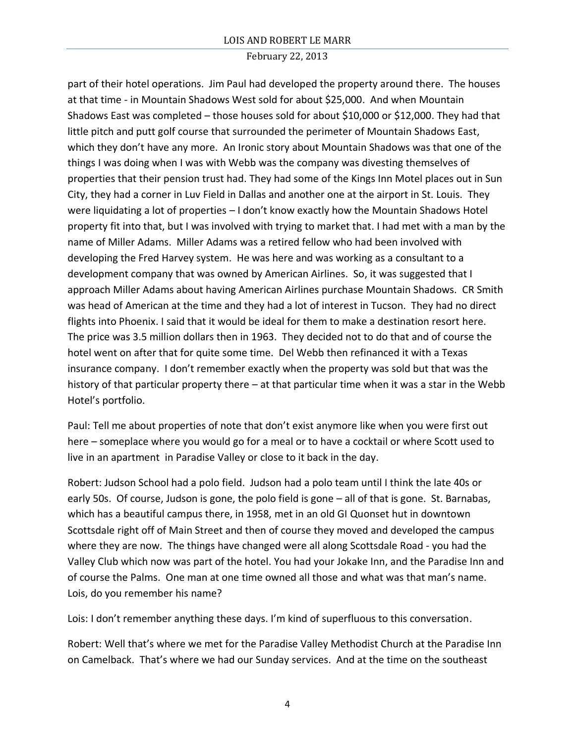part of their hotel operations. Jim Paul had developed the property around there. The houses at that time - in Mountain Shadows West sold for about $25,000. And when Mountain Shadows East was completed – those houses sold for about $10,000 or $12,000. They had that little pitch and putt golf course that surrounded the perimeter of Mountain Shadows East, which they don't have any more. An Ironic story about Mountain Shadows was that one of the things I was doing when I was with Webb was the company was divesting themselves of properties that their pension trust had. They had some of the Kings Inn Motel places out in Sun City, they had a corner in Luv Field in Dallas and another one at the airport in St. Louis. They were liquidating a lot of properties – I don't know exactly how the Mountain Shadows Hotel property fit into that, but I was involved with trying to market that. I had met with a man by the name of Miller Adams. Miller Adams was a retired fellow who had been involved with developing the Fred Harvey system. He was here and was working as a consultant to a development company that was owned by American Airlines. So, it was suggested that I approach Miller Adams about having American Airlines purchase Mountain Shadows. CR Smith was head of American at the time and they had a lot of interest in Tucson. They had no direct flights into Phoenix. I said that it would be ideal for them to make a destination resort here. The price was 3.5 million dollars then in 1963. They decided not to do that and of course the hotel went on after that for quite some time. Del Webb then refinanced it with a Texas insurance company. I don't remember exactly when the property was sold but that was the history of that particular property there – at that particular time when it was a star in the Webb Hotel's portfolio.

Paul: Tell me about properties of note that don't exist anymore like when you were first out here – someplace where you would go for a meal or to have a cocktail or where Scott used to live in an apartment in Paradise Valley or close to it back in the day.

Robert: Judson School had a polo field. Judson had a polo team until I think the late 40s or early 50s. Of course, Judson is gone, the polo field is gone – all of that is gone. St. Barnabas, which has a beautiful campus there, in 1958, met in an old GI Quonset hut in downtown Scottsdale right off of Main Street and then of course they moved and developed the campus where they are now. The things have changed were all along Scottsdale Road - you had the Valley Club which now was part of the hotel. You had your Jokake Inn, and the Paradise Inn and of course the Palms. One man at one time owned all those and what was that man's name. Lois, do you remember his name?

Lois: I don't remember anything these days. I'm kind of superfluous to this conversation.

Robert: Well that's where we met for the Paradise Valley Methodist Church at the Paradise Inn on Camelback. That's where we had our Sunday services. And at the time on the southeast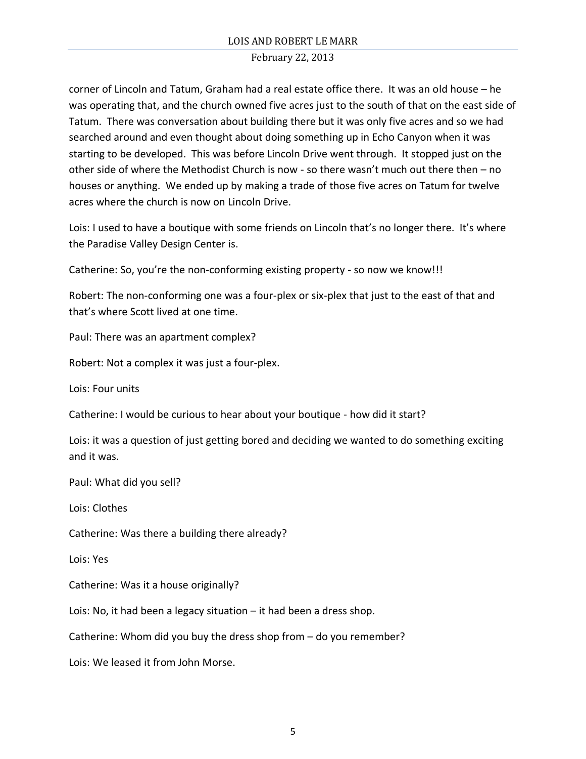corner of Lincoln and Tatum, Graham had a real estate office there. It was an old house – he was operating that, and the church owned five acres just to the south of that on the east side of Tatum. There was conversation about building there but it was only five acres and so we had searched around and even thought about doing something up in Echo Canyon when it was starting to be developed. This was before Lincoln Drive went through. It stopped just on the other side of where the Methodist Church is now - so there wasn't much out there then – no houses or anything. We ended up by making a trade of those five acres on Tatum for twelve acres where the church is now on Lincoln Drive.

Lois: I used to have a boutique with some friends on Lincoln that's no longer there. It's where the Paradise Valley Design Center is.

Catherine: So, you're the non-conforming existing property - so now we know!!!

Robert: The non-conforming one was a four-plex or six-plex that just to the east of that and that's where Scott lived at one time.

Paul: There was an apartment complex?

Robert: Not a complex it was just a four-plex.

Lois: Four units

Catherine: I would be curious to hear about your boutique - how did it start?

Lois: it was a question of just getting bored and deciding we wanted to do something exciting and it was.

Paul: What did you sell?

Lois: Clothes

Catherine: Was there a building there already?

Lois: Yes

Catherine: Was it a house originally?

Lois: No, it had been a legacy situation – it had been a dress shop.

Catherine: Whom did you buy the dress shop from – do you remember?

Lois: We leased it from John Morse.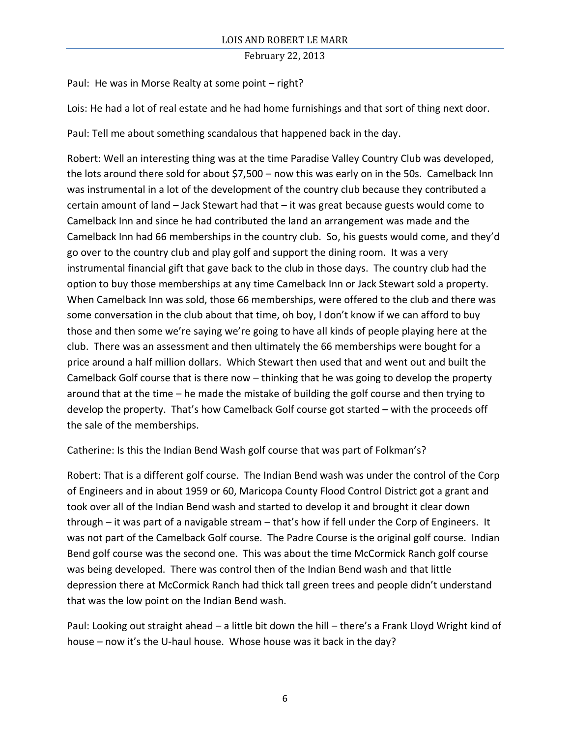Paul: He was in Morse Realty at some point – right?

Lois: He had a lot of real estate and he had home furnishings and that sort of thing next door.

Paul: Tell me about something scandalous that happened back in the day.

Robert: Well an interesting thing was at the time Paradise Valley Country Club was developed, the lots around there sold for about $7,500 – now this was early on in the 50s. Camelback Inn was instrumental in a lot of the development of the country club because they contributed a certain amount of land – Jack Stewart had that – it was great because guests would come to Camelback Inn and since he had contributed the land an arrangement was made and the Camelback Inn had 66 memberships in the country club. So, his guests would come, and they'd go over to the country club and play golf and support the dining room. It was a very instrumental financial gift that gave back to the club in those days. The country club had the option to buy those memberships at any time Camelback Inn or Jack Stewart sold a property. When Camelback Inn was sold, those 66 memberships, were offered to the club and there was some conversation in the club about that time, oh boy, I don't know if we can afford to buy those and then some we're saying we're going to have all kinds of people playing here at the club. There was an assessment and then ultimately the 66 memberships were bought for a price around a half million dollars. Which Stewart then used that and went out and built the Camelback Golf course that is there now – thinking that he was going to develop the property around that at the time – he made the mistake of building the golf course and then trying to develop the property. That's how Camelback Golf course got started – with the proceeds off the sale of the memberships.

Catherine: Is this the Indian Bend Wash golf course that was part of Folkman's?

Robert: That is a different golf course. The Indian Bend wash was under the control of the Corp of Engineers and in about 1959 or 60, Maricopa County Flood Control District got a grant and took over all of the Indian Bend wash and started to develop it and brought it clear down through – it was part of a navigable stream – that's how if fell under the Corp of Engineers. It was not part of the Camelback Golf course. The Padre Course is the original golf course. Indian Bend golf course was the second one. This was about the time McCormick Ranch golf course was being developed. There was control then of the Indian Bend wash and that little depression there at McCormick Ranch had thick tall green trees and people didn't understand that was the low point on the Indian Bend wash.

Paul: Looking out straight ahead – a little bit down the hill – there's a Frank Lloyd Wright kind of house – now it's the U-haul house. Whose house was it back in the day?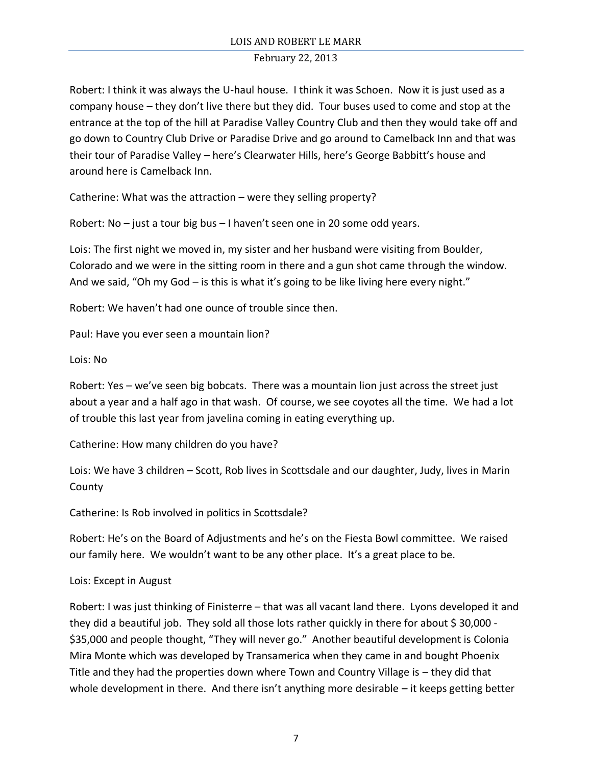Robert: I think it was always the U-haul house. I think it was Schoen. Now it is just used as a company house – they don't live there but they did. Tour buses used to come and stop at the entrance at the top of the hill at Paradise Valley Country Club and then they would take off and go down to Country Club Drive or Paradise Drive and go around to Camelback Inn and that was their tour of Paradise Valley – here's Clearwater Hills, here's George Babbitt's house and around here is Camelback Inn.

Catherine: What was the attraction – were they selling property?

Robert: No – just a tour big bus – I haven't seen one in 20 some odd years.

Lois: The first night we moved in, my sister and her husband were visiting from Boulder, Colorado and we were in the sitting room in there and a gun shot came through the window. And we said, "Oh my God – is this is what it's going to be like living here every night."

Robert: We haven't had one ounce of trouble since then.

Paul: Have you ever seen a mountain lion?

Lois: No

Robert: Yes – we've seen big bobcats. There was a mountain lion just across the street just about a year and a half ago in that wash. Of course, we see coyotes all the time. We had a lot of trouble this last year from javelina coming in eating everything up.

Catherine: How many children do you have?

Lois: We have 3 children – Scott, Rob lives in Scottsdale and our daughter, Judy, lives in Marin County

Catherine: Is Rob involved in politics in Scottsdale?

Robert: He's on the Board of Adjustments and he's on the Fiesta Bowl committee. We raised our family here. We wouldn't want to be any other place. It's a great place to be.

Lois: Except in August

Robert: I was just thinking of Finisterre – that was all vacant land there. Lyons developed it and they did a beautiful job. They sold all those lots rather quickly in there for about $ 30,000 - $35,000 and people thought, "They will never go." Another beautiful development is Colonia Mira Monte which was developed by Transamerica when they came in and bought Phoenix Title and they had the properties down where Town and Country Village is – they did that whole development in there. And there isn't anything more desirable – it keeps getting better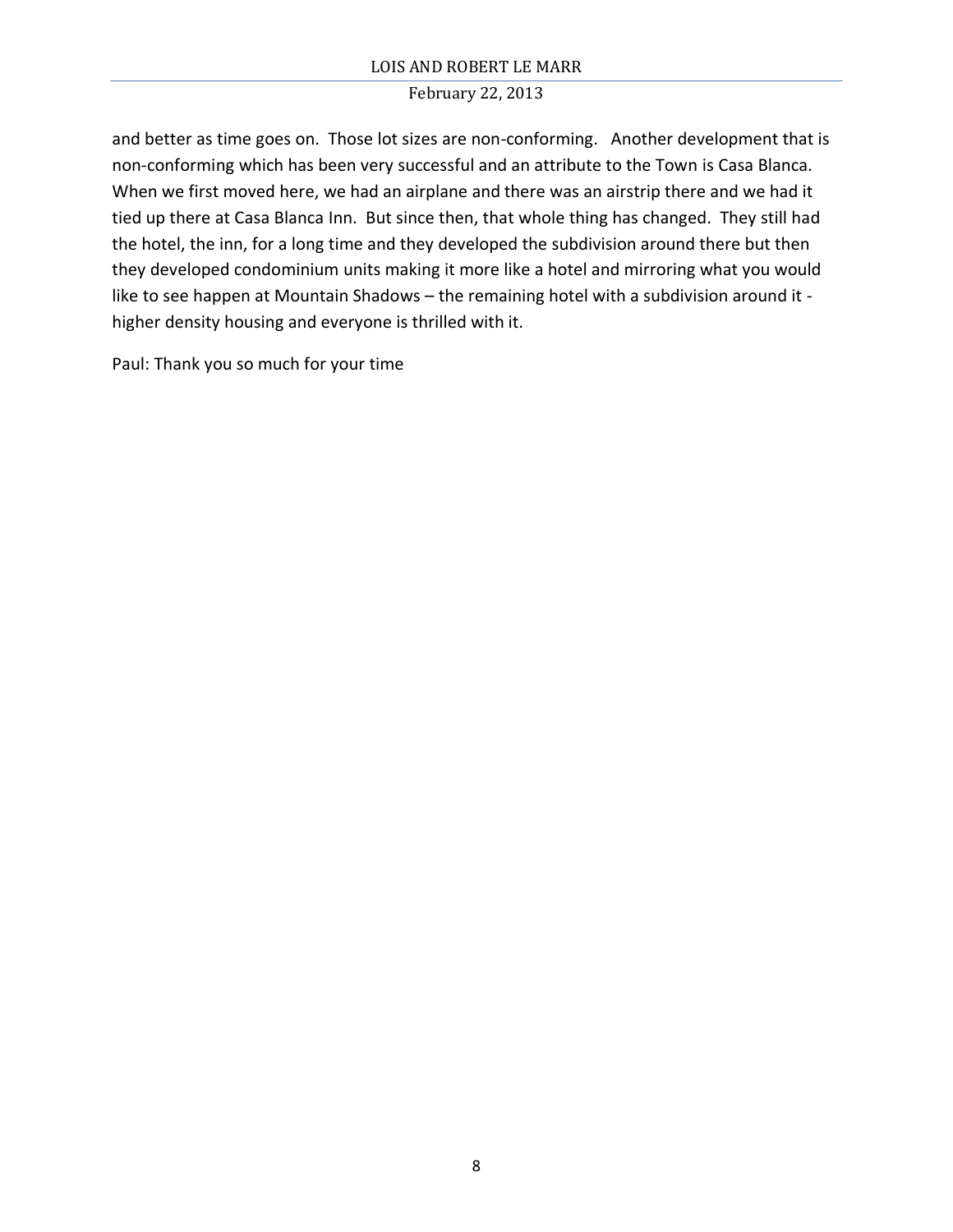and better as time goes on. Those lot sizes are non-conforming. Another development that is non-conforming which has been very successful and an attribute to the Town is Casa Blanca. When we first moved here, we had an airplane and there was an airstrip there and we had it tied up there at Casa Blanca Inn. But since then, that whole thing has changed. They still had the hotel, the inn, for a long time and they developed the subdivision around there but then they developed condominium units making it more like a hotel and mirroring what you would like to see happen at Mountain Shadows – the remaining hotel with a subdivision around it - higher density housing and everyone is thrilled with it.

Paul: Thank you so much for your time